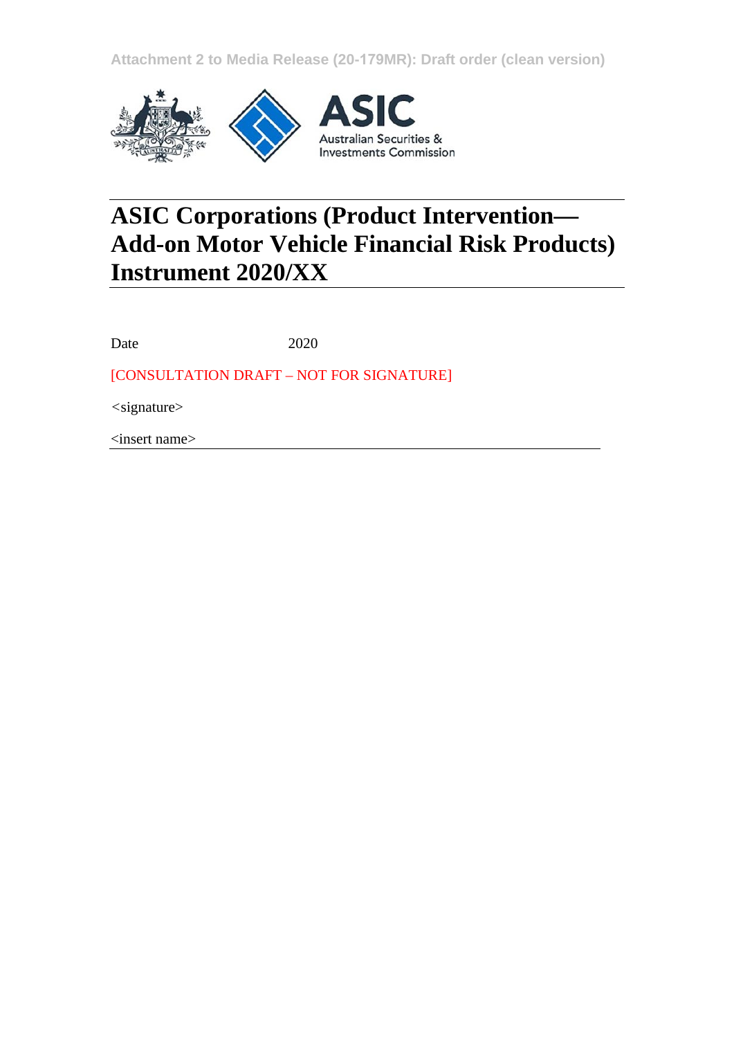Attachment 2 to Media Release (20-179MR): Draft order (clean version)

# ASIC Corporations (Product Intervention—Add-on Motor Vehicle Financial Risk Products) Instrument 2020/XX

Date 2020

[CONSULTATION DRAFT – NOT FOR SIGNATURE]

<signature>

<insert name>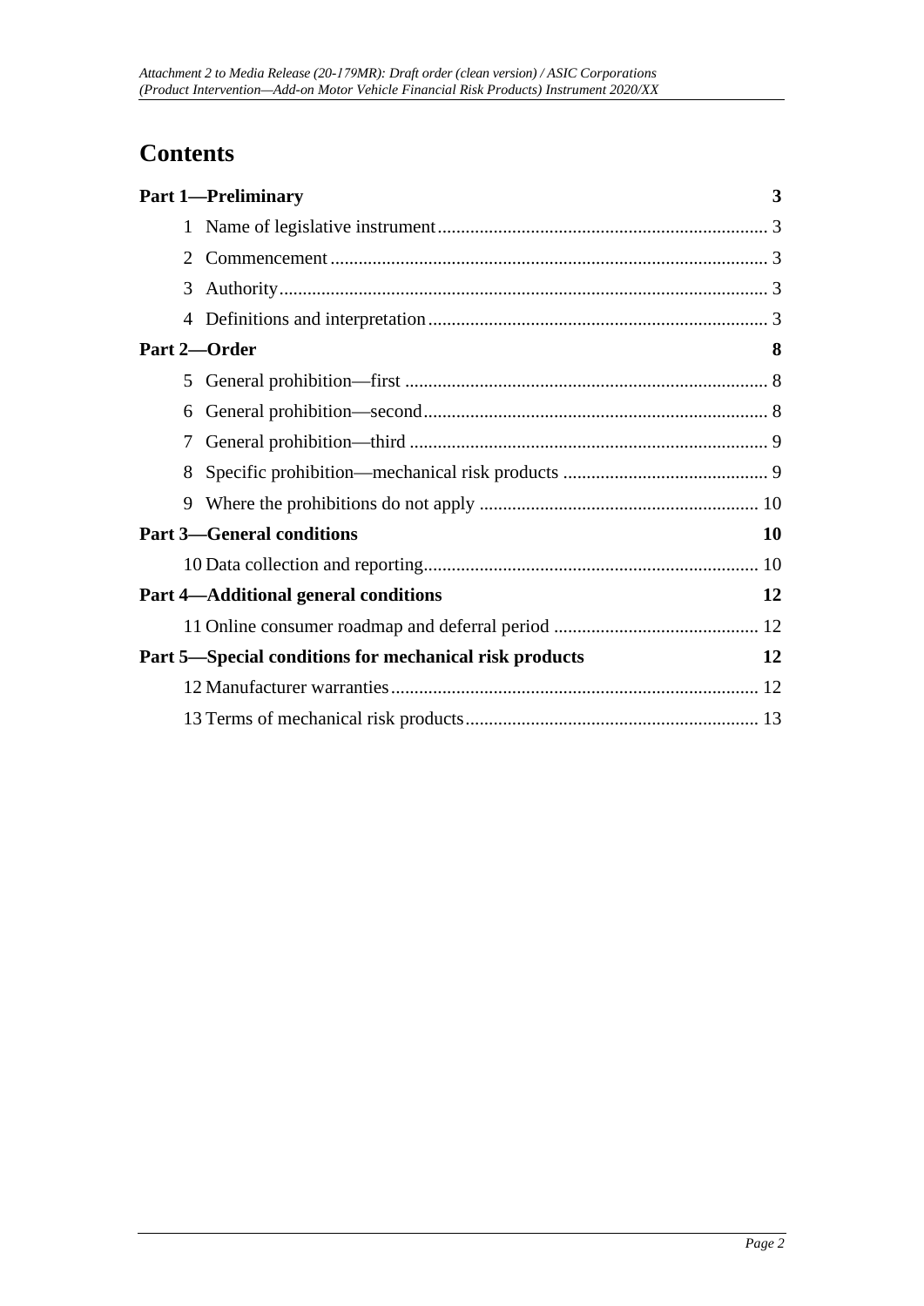# Contents

**Part 1—Preliminary** 3

1 Name of legislative instrument 3

2 Commencement 3

3 Authority 3

4 Definitions and interpretation 3

**Part 2—Order** 8

5 General prohibition—first 8

6 General prohibition—second 8

7 General prohibition—third 9

8 Specific prohibition—mechanical risk products 9

9 Where the prohibitions do not apply 10

**Part 3—General conditions** 10

10 Data collection and reporting 10

**Part 4—Additional general conditions** 12

11 Online consumer roadmap and deferral period 12

**Part 5—Special conditions for mechanical risk products** 12

12 Manufacturer warranties 12

13 Terms of mechanical risk products 13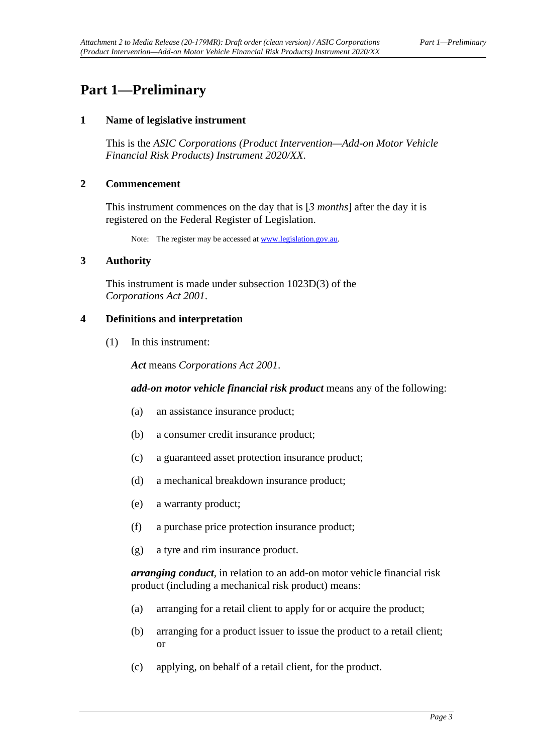# Part 1—Preliminary

## 1 Name of legislative instrument

This is the *ASIC Corporations (Product Intervention—Add-on Motor Vehicle Financial Risk Products) Instrument 2020/XX*.

## 2 Commencement

This instrument commences on the day that is [*3 months*] after the day it is registered on the Federal Register of Legislation.

Note: The register may be accessed at www.legislation.gov.au.

## 3 Authority

This instrument is made under subsection 1023D(3) of the *Corporations Act 2001*.

## 4 Definitions and interpretation

(1) In this instrument:

***Act*** means *Corporations Act 2001*.

***add-on motor vehicle financial risk product*** means any of the following:

(a) an assistance insurance product;

(b) a consumer credit insurance product;

(c) a guaranteed asset protection insurance product;

(d) a mechanical breakdown insurance product;

(e) a warranty product;

(f) a purchase price protection insurance product;

(g) a tyre and rim insurance product.

***arranging conduct***, in relation to an add-on motor vehicle financial risk product (including a mechanical risk product) means:

(a) arranging for a retail client to apply for or acquire the product;

(b) arranging for a product issuer to issue the product to a retail client; or

(c) applying, on behalf of a retail client, for the product.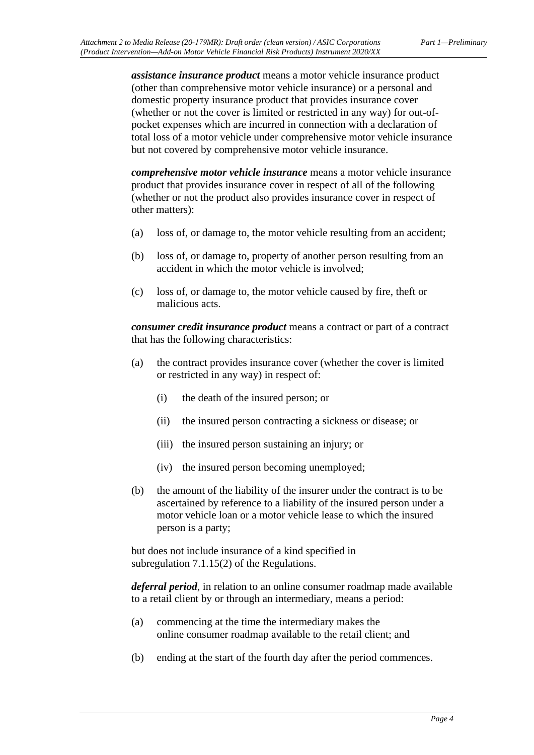***assistance insurance product*** means a motor vehicle insurance product (other than comprehensive motor vehicle insurance) or a personal and domestic property insurance product that provides insurance cover (whether or not the cover is limited or restricted in any way) for out-of-pocket expenses which are incurred in connection with a declaration of total loss of a motor vehicle under comprehensive motor vehicle insurance but not covered by comprehensive motor vehicle insurance.

***comprehensive motor vehicle insurance*** means a motor vehicle insurance product that provides insurance cover in respect of all of the following (whether or not the product also provides insurance cover in respect of other matters):

(a) loss of, or damage to, the motor vehicle resulting from an accident;

(b) loss of, or damage to, property of another person resulting from an accident in which the motor vehicle is involved;

(c) loss of, or damage to, the motor vehicle caused by fire, theft or malicious acts.

***consumer credit insurance product*** means a contract or part of a contract that has the following characteristics:

(a) the contract provides insurance cover (whether the cover is limited or restricted in any way) in respect of:

  (i) the death of the insured person; or

  (ii) the insured person contracting a sickness or disease; or

  (iii) the insured person sustaining an injury; or

  (iv) the insured person becoming unemployed;

(b) the amount of the liability of the insurer under the contract is to be ascertained by reference to a liability of the insured person under a motor vehicle loan or a motor vehicle lease to which the insured person is a party;

but does not include insurance of a kind specified in subregulation 7.1.15(2) of the Regulations.

***deferral period***, in relation to an online consumer roadmap made available to a retail client by or through an intermediary, means a period:

(a) commencing at the time the intermediary makes the online consumer roadmap available to the retail client; and

(b) ending at the start of the fourth day after the period commences.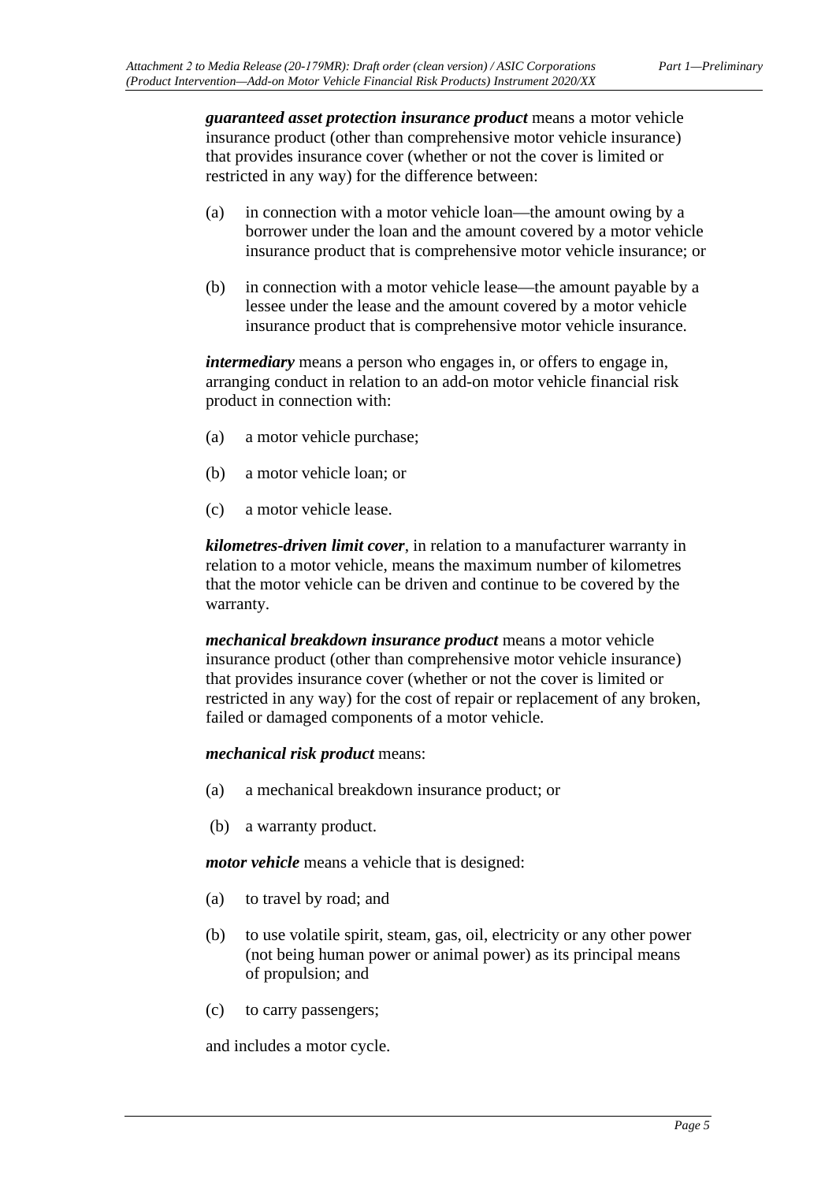***guaranteed asset protection insurance product*** means a motor vehicle insurance product (other than comprehensive motor vehicle insurance) that provides insurance cover (whether or not the cover is limited or restricted in any way) for the difference between:

(a) in connection with a motor vehicle loan—the amount owing by a borrower under the loan and the amount covered by a motor vehicle insurance product that is comprehensive motor vehicle insurance; or

(b) in connection with a motor vehicle lease—the amount payable by a lessee under the lease and the amount covered by a motor vehicle insurance product that is comprehensive motor vehicle insurance.

***intermediary*** means a person who engages in, or offers to engage in, arranging conduct in relation to an add-on motor vehicle financial risk product in connection with:

(a) a motor vehicle purchase;

(b) a motor vehicle loan; or

(c) a motor vehicle lease.

***kilometres-driven limit cover***, in relation to a manufacturer warranty in relation to a motor vehicle, means the maximum number of kilometres that the motor vehicle can be driven and continue to be covered by the warranty.

***mechanical breakdown insurance product*** means a motor vehicle insurance product (other than comprehensive motor vehicle insurance) that provides insurance cover (whether or not the cover is limited or restricted in any way) for the cost of repair or replacement of any broken, failed or damaged components of a motor vehicle.

***mechanical risk product*** means:

(a) a mechanical breakdown insurance product; or

(b) a warranty product.

***motor vehicle*** means a vehicle that is designed:

(a) to travel by road; and

(b) to use volatile spirit, steam, gas, oil, electricity or any other power (not being human power or animal power) as its principal means of propulsion; and

(c) to carry passengers;

and includes a motor cycle.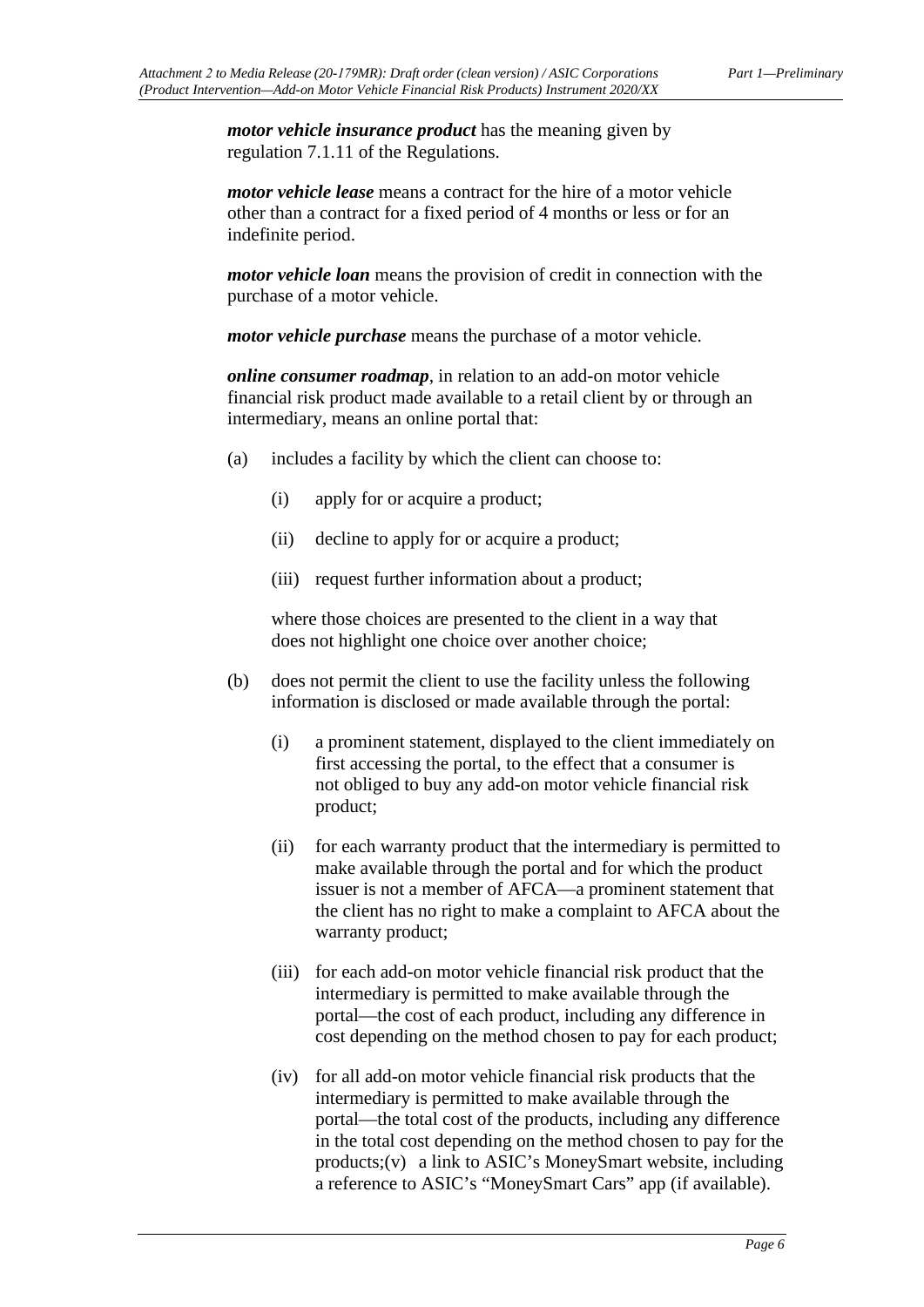***motor vehicle insurance product*** has the meaning given by regulation 7.1.11 of the Regulations.

***motor vehicle lease*** means a contract for the hire of a motor vehicle other than a contract for a fixed period of 4 months or less or for an indefinite period.

***motor vehicle loan*** means the provision of credit in connection with the purchase of a motor vehicle.

***motor vehicle purchase*** means the purchase of a motor vehicle.

***online consumer roadmap***, in relation to an add-on motor vehicle financial risk product made available to a retail client by or through an intermediary, means an online portal that:

(a) includes a facility by which the client can choose to:

  (i) apply for or acquire a product;

  (ii) decline to apply for or acquire a product;

  (iii) request further information about a product;

  where those choices are presented to the client in a way that does not highlight one choice over another choice;

(b) does not permit the client to use the facility unless the following information is disclosed or made available through the portal:

  (i) a prominent statement, displayed to the client immediately on first accessing the portal, to the effect that a consumer is not obliged to buy any add-on motor vehicle financial risk product;

  (ii) for each warranty product that the intermediary is permitted to make available through the portal and for which the product issuer is not a member of AFCA—a prominent statement that the client has no right to make a complaint to AFCA about the warranty product;

  (iii) for each add-on motor vehicle financial risk product that the intermediary is permitted to make available through the portal—the cost of each product, including any difference in cost depending on the method chosen to pay for each product;

  (iv) for all add-on motor vehicle financial risk products that the intermediary is permitted to make available through the portal—the total cost of the products, including any difference in the total cost depending on the method chosen to pay for the products;(v) a link to ASIC's MoneySmart website, including a reference to ASIC's "MoneySmart Cars" app (if available).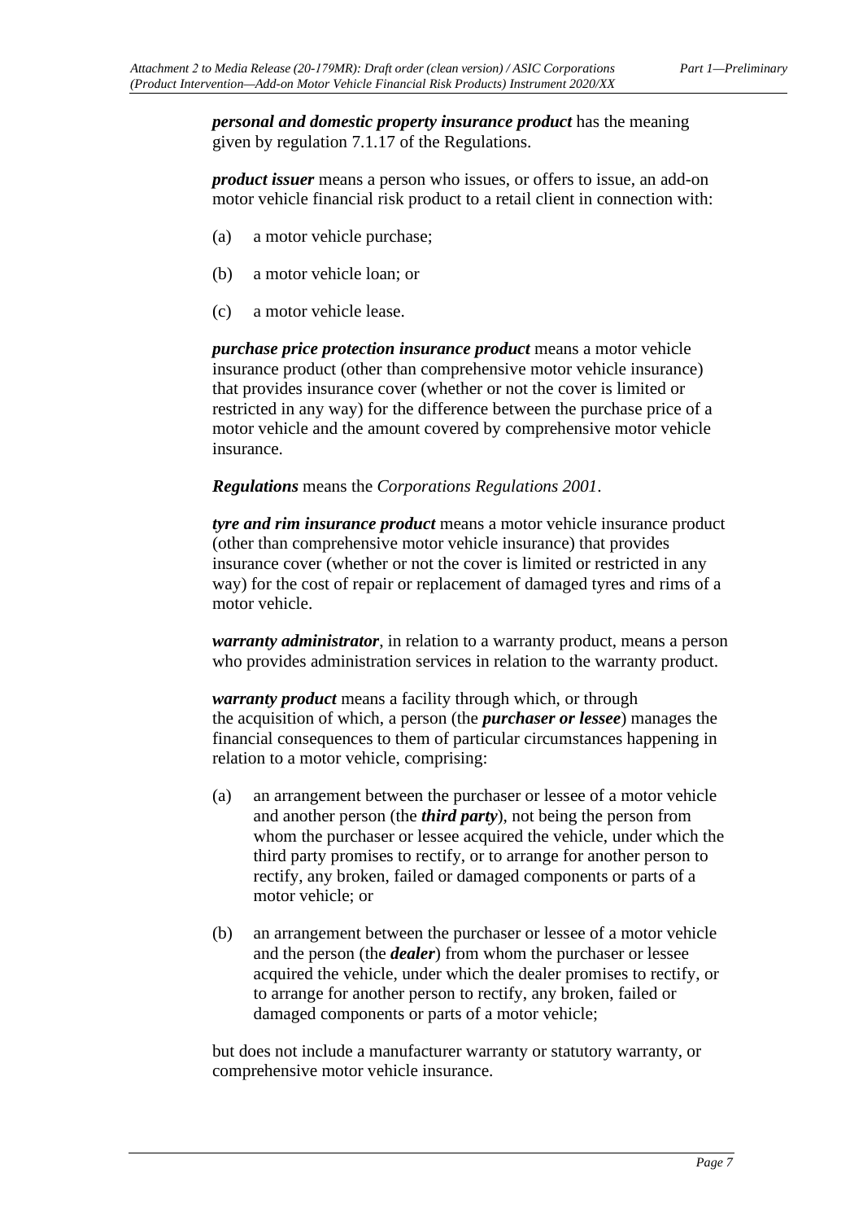***personal and domestic property insurance product*** has the meaning given by regulation 7.1.17 of the Regulations.

***product issuer*** means a person who issues, or offers to issue, an add-on motor vehicle financial risk product to a retail client in connection with:

(a) a motor vehicle purchase;

(b) a motor vehicle loan; or

(c) a motor vehicle lease.

***purchase price protection insurance product*** means a motor vehicle insurance product (other than comprehensive motor vehicle insurance) that provides insurance cover (whether or not the cover is limited or restricted in any way) for the difference between the purchase price of a motor vehicle and the amount covered by comprehensive motor vehicle insurance.

***Regulations*** means the *Corporations Regulations 2001*.

***tyre and rim insurance product*** means a motor vehicle insurance product (other than comprehensive motor vehicle insurance) that provides insurance cover (whether or not the cover is limited or restricted in any way) for the cost of repair or replacement of damaged tyres and rims of a motor vehicle.

***warranty administrator***, in relation to a warranty product, means a person who provides administration services in relation to the warranty product.

***warranty product*** means a facility through which, or through the acquisition of which, a person (the ***purchaser or lessee***) manages the financial consequences to them of particular circumstances happening in relation to a motor vehicle, comprising:

(a) an arrangement between the purchaser or lessee of a motor vehicle and another person (the ***third party***), not being the person from whom the purchaser or lessee acquired the vehicle, under which the third party promises to rectify, or to arrange for another person to rectify, any broken, failed or damaged components or parts of a motor vehicle; or

(b) an arrangement between the purchaser or lessee of a motor vehicle and the person (the ***dealer***) from whom the purchaser or lessee acquired the vehicle, under which the dealer promises to rectify, or to arrange for another person to rectify, any broken, failed or damaged components or parts of a motor vehicle;

but does not include a manufacturer warranty or statutory warranty, or comprehensive motor vehicle insurance.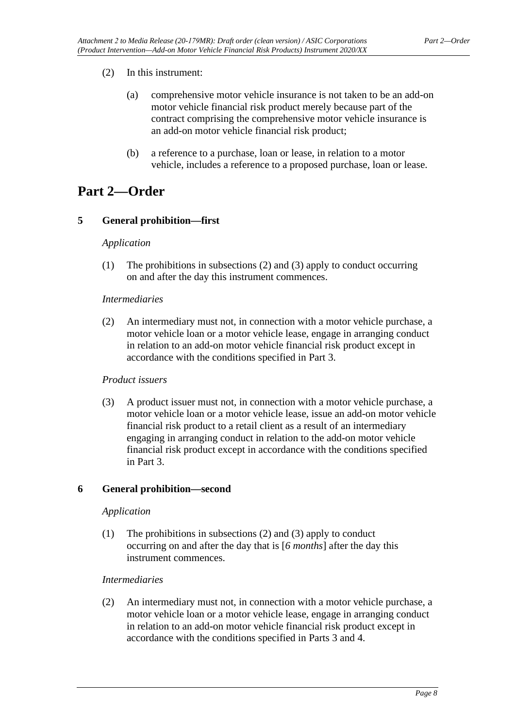(2) In this instrument:

(a) comprehensive motor vehicle insurance is not taken to be an add-on motor vehicle financial risk product merely because part of the contract comprising the comprehensive motor vehicle insurance is an add-on motor vehicle financial risk product;

(b) a reference to a purchase, loan or lease, in relation to a motor vehicle, includes a reference to a proposed purchase, loan or lease.

# Part 2—Order

## 5 General prohibition—first

*Application*

(1) The prohibitions in subsections (2) and (3) apply to conduct occurring on and after the day this instrument commences.

*Intermediaries*

(2) An intermediary must not, in connection with a motor vehicle purchase, a motor vehicle loan or a motor vehicle lease, engage in arranging conduct in relation to an add-on motor vehicle financial risk product except in accordance with the conditions specified in Part 3.

*Product issuers*

(3) A product issuer must not, in connection with a motor vehicle purchase, a motor vehicle loan or a motor vehicle lease, issue an add-on motor vehicle financial risk product to a retail client as a result of an intermediary engaging in arranging conduct in relation to the add-on motor vehicle financial risk product except in accordance with the conditions specified in Part 3.

## 6 General prohibition—second

*Application*

(1) The prohibitions in subsections (2) and (3) apply to conduct occurring on and after the day that is [*6 months*] after the day this instrument commences.

*Intermediaries*

(2) An intermediary must not, in connection with a motor vehicle purchase, a motor vehicle loan or a motor vehicle lease, engage in arranging conduct in relation to an add-on motor vehicle financial risk product except in accordance with the conditions specified in Parts 3 and 4.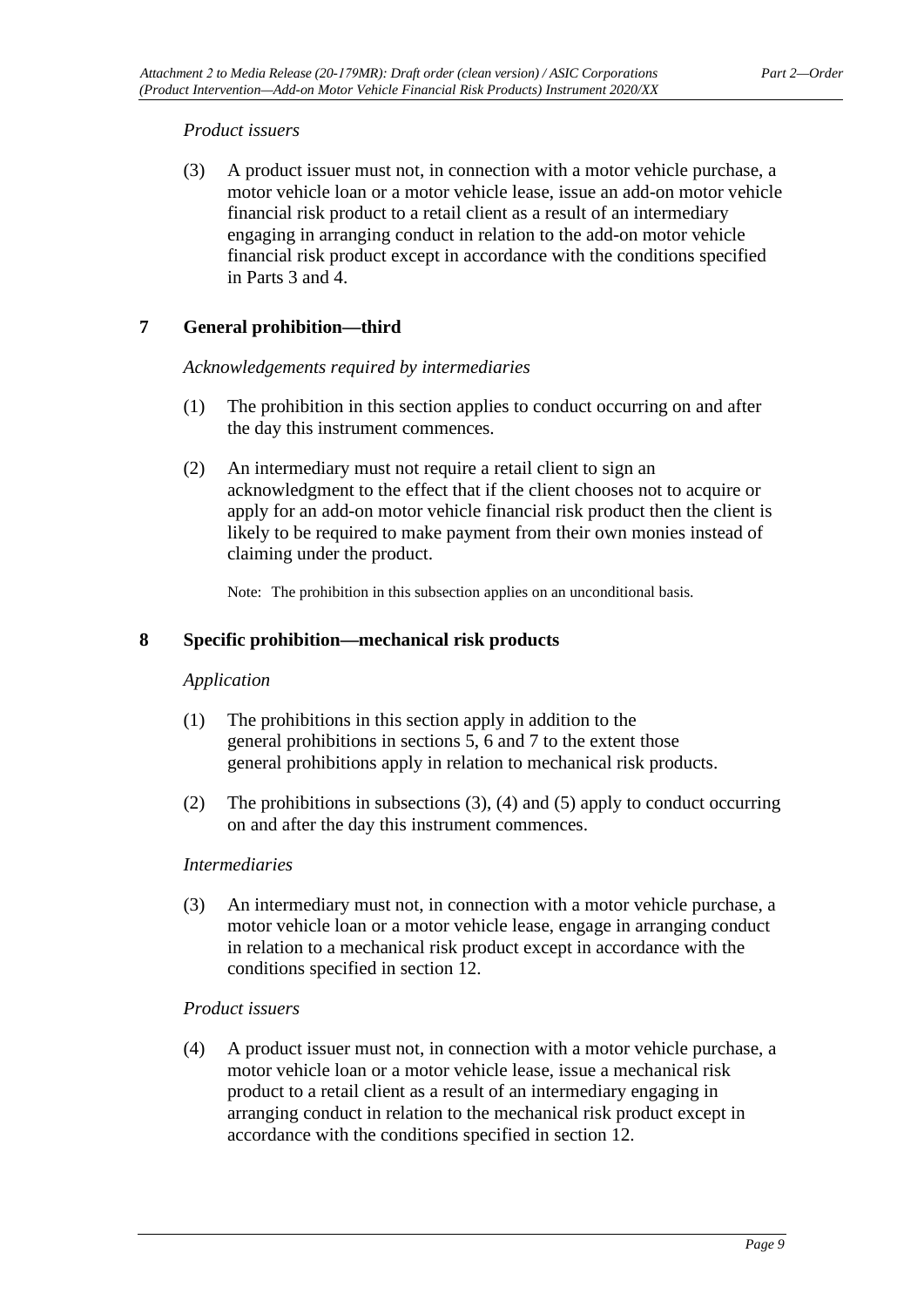*Product issuers*

(3) A product issuer must not, in connection with a motor vehicle purchase, a motor vehicle loan or a motor vehicle lease, issue an add-on motor vehicle financial risk product to a retail client as a result of an intermediary engaging in arranging conduct in relation to the add-on motor vehicle financial risk product except in accordance with the conditions specified in Parts 3 and 4.

## 7 General prohibition—third

*Acknowledgements required by intermediaries*

(1) The prohibition in this section applies to conduct occurring on and after the day this instrument commences.

(2) An intermediary must not require a retail client to sign an acknowledgment to the effect that if the client chooses not to acquire or apply for an add-on motor vehicle financial risk product then the client is likely to be required to make payment from their own monies instead of claiming under the product.

Note: The prohibition in this subsection applies on an unconditional basis.

## 8 Specific prohibition—mechanical risk products

*Application*

(1) The prohibitions in this section apply in addition to the general prohibitions in sections 5, 6 and 7 to the extent those general prohibitions apply in relation to mechanical risk products.

(2) The prohibitions in subsections (3), (4) and (5) apply to conduct occurring on and after the day this instrument commences.

*Intermediaries*

(3) An intermediary must not, in connection with a motor vehicle purchase, a motor vehicle loan or a motor vehicle lease, engage in arranging conduct in relation to a mechanical risk product except in accordance with the conditions specified in section 12.

*Product issuers*

(4) A product issuer must not, in connection with a motor vehicle purchase, a motor vehicle loan or a motor vehicle lease, issue a mechanical risk product to a retail client as a result of an intermediary engaging in arranging conduct in relation to the mechanical risk product except in accordance with the conditions specified in section 12.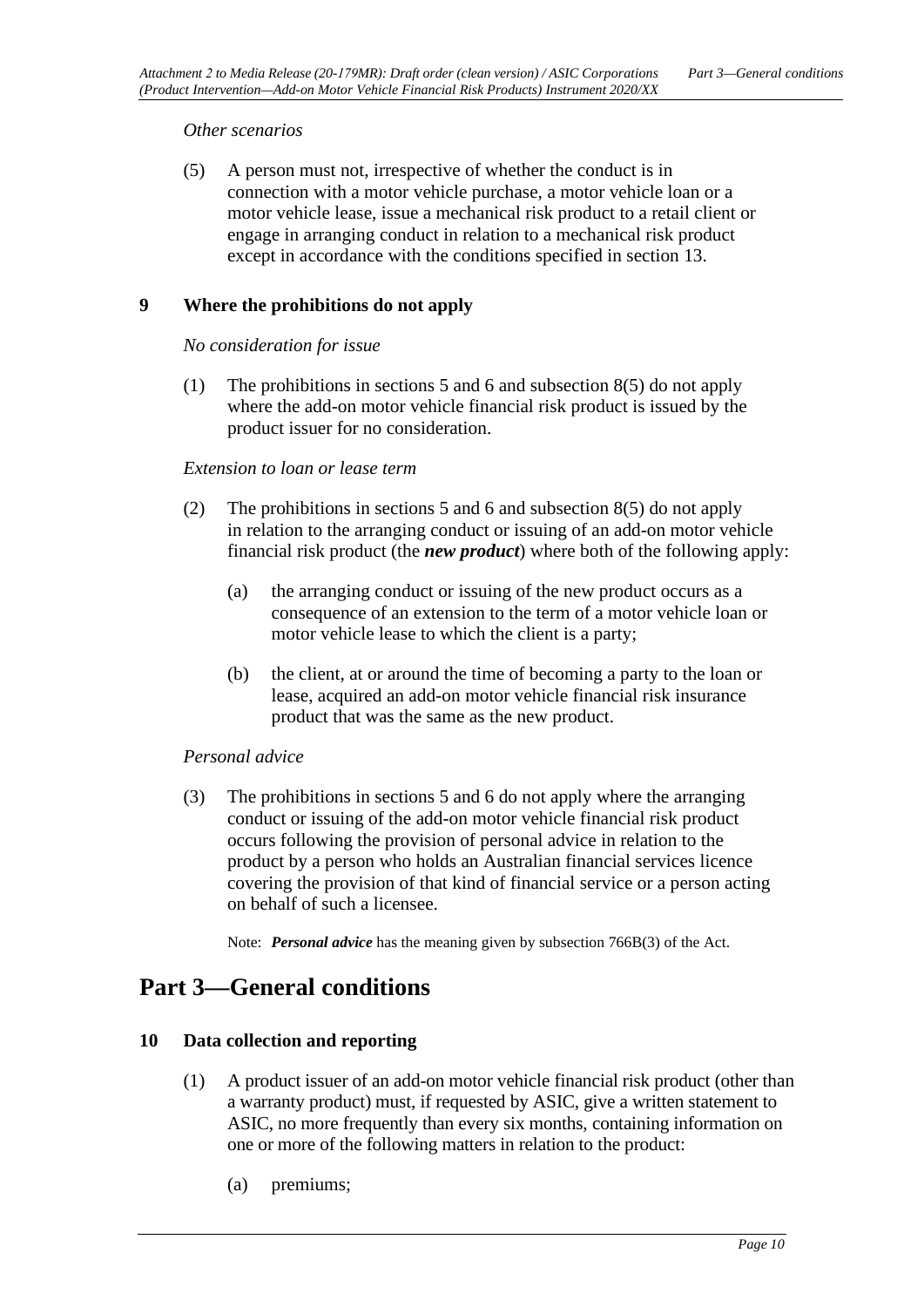*Other scenarios*

(5) A person must not, irrespective of whether the conduct is in connection with a motor vehicle purchase, a motor vehicle loan or a motor vehicle lease, issue a mechanical risk product to a retail client or engage in arranging conduct in relation to a mechanical risk product except in accordance with the conditions specified in section 13.

### 9 Where the prohibitions do not apply

*No consideration for issue*

(1) The prohibitions in sections 5 and 6 and subsection 8(5) do not apply where the add-on motor vehicle financial risk product is issued by the product issuer for no consideration.

*Extension to loan or lease term*

(2) The prohibitions in sections 5 and 6 and subsection 8(5) do not apply in relation to the arranging conduct or issuing of an add-on motor vehicle financial risk product (the ***new product***) where both of the following apply:

- (a) the arranging conduct or issuing of the new product occurs as a consequence of an extension to the term of a motor vehicle loan or motor vehicle lease to which the client is a party;
- (b) the client, at or around the time of becoming a party to the loan or lease, acquired an add-on motor vehicle financial risk insurance product that was the same as the new product.

*Personal advice*

(3) The prohibitions in sections 5 and 6 do not apply where the arranging conduct or issuing of the add-on motor vehicle financial risk product occurs following the provision of personal advice in relation to the product by a person who holds an Australian financial services licence covering the provision of that kind of financial service or a person acting on behalf of such a licensee.

Note: ***Personal advice*** has the meaning given by subsection 766B(3) of the Act.

## Part 3—General conditions

### 10 Data collection and reporting

(1) A product issuer of an add-on motor vehicle financial risk product (other than a warranty product) must, if requested by ASIC, give a written statement to ASIC, no more frequently than every six months, containing information on one or more of the following matters in relation to the product:

- (a) premiums;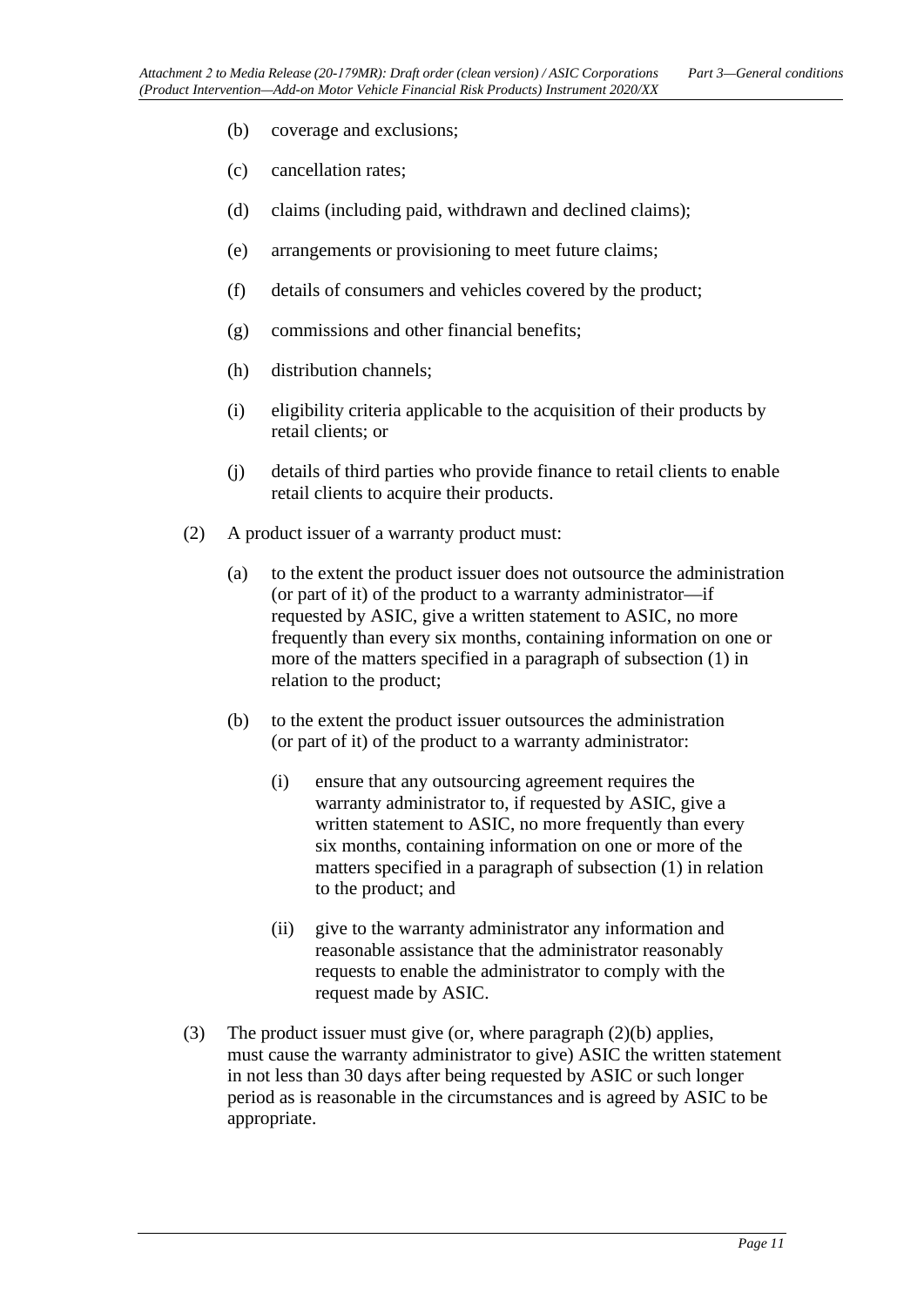(b) coverage and exclusions;

(c) cancellation rates;

(d) claims (including paid, withdrawn and declined claims);

(e) arrangements or provisioning to meet future claims;

(f) details of consumers and vehicles covered by the product;

(g) commissions and other financial benefits;

(h) distribution channels;

(i) eligibility criteria applicable to the acquisition of their products by retail clients; or

(j) details of third parties who provide finance to retail clients to enable retail clients to acquire their products.

(2) A product issuer of a warranty product must:

(a) to the extent the product issuer does not outsource the administration (or part of it) of the product to a warranty administrator—if requested by ASIC, give a written statement to ASIC, no more frequently than every six months, containing information on one or more of the matters specified in a paragraph of subsection (1) in relation to the product;

(b) to the extent the product issuer outsources the administration (or part of it) of the product to a warranty administrator:

(i) ensure that any outsourcing agreement requires the warranty administrator to, if requested by ASIC, give a written statement to ASIC, no more frequently than every six months, containing information on one or more of the matters specified in a paragraph of subsection (1) in relation to the product; and

(ii) give to the warranty administrator any information and reasonable assistance that the administrator reasonably requests to enable the administrator to comply with the request made by ASIC.

(3) The product issuer must give (or, where paragraph (2)(b) applies, must cause the warranty administrator to give) ASIC the written statement in not less than 30 days after being requested by ASIC or such longer period as is reasonable in the circumstances and is agreed by ASIC to be appropriate.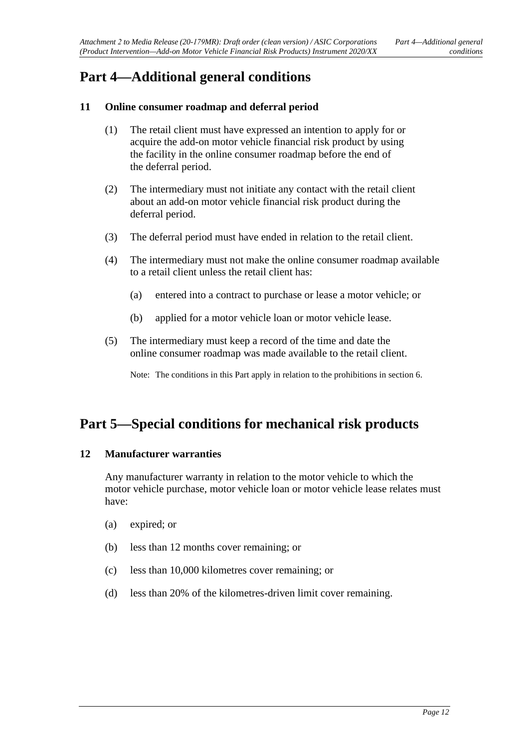# Part 4—Additional general conditions

## 11 Online consumer roadmap and deferral period

(1) The retail client must have expressed an intention to apply for or acquire the add-on motor vehicle financial risk product by using the facility in the online consumer roadmap before the end of the deferral period.

(2) The intermediary must not initiate any contact with the retail client about an add-on motor vehicle financial risk product during the deferral period.

(3) The deferral period must have ended in relation to the retail client.

(4) The intermediary must not make the online consumer roadmap available to a retail client unless the retail client has:

(a) entered into a contract to purchase or lease a motor vehicle; or

(b) applied for a motor vehicle loan or motor vehicle lease.

(5) The intermediary must keep a record of the time and date the online consumer roadmap was made available to the retail client.

Note: The conditions in this Part apply in relation to the prohibitions in section 6.

# Part 5—Special conditions for mechanical risk products

## 12 Manufacturer warranties

Any manufacturer warranty in relation to the motor vehicle to which the motor vehicle purchase, motor vehicle loan or motor vehicle lease relates must have:

(a) expired; or

(b) less than 12 months cover remaining; or

(c) less than 10,000 kilometres cover remaining; or

(d) less than 20% of the kilometres-driven limit cover remaining.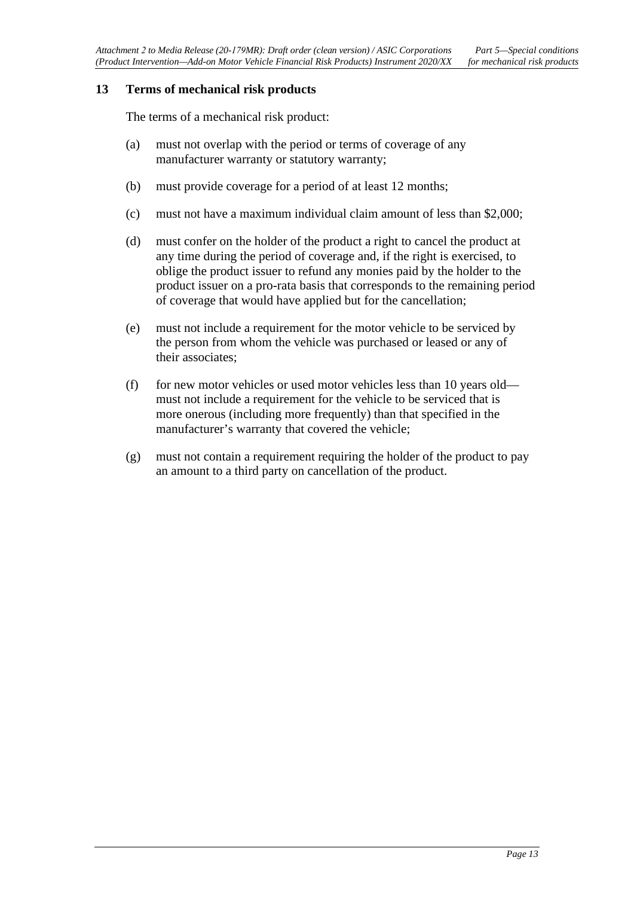## 13 Terms of mechanical risk products

The terms of a mechanical risk product:

(a) must not overlap with the period or terms of coverage of any manufacturer warranty or statutory warranty;

(b) must provide coverage for a period of at least 12 months;

(c) must not have a maximum individual claim amount of less than $2,000;

(d) must confer on the holder of the product a right to cancel the product at any time during the period of coverage and, if the right is exercised, to oblige the product issuer to refund any monies paid by the holder to the product issuer on a pro-rata basis that corresponds to the remaining period of coverage that would have applied but for the cancellation;

(e) must not include a requirement for the motor vehicle to be serviced by the person from whom the vehicle was purchased or leased or any of their associates;

(f) for new motor vehicles or used motor vehicles less than 10 years old—must not include a requirement for the vehicle to be serviced that is more onerous (including more frequently) than that specified in the manufacturer's warranty that covered the vehicle;

(g) must not contain a requirement requiring the holder of the product to pay an amount to a third party on cancellation of the product.